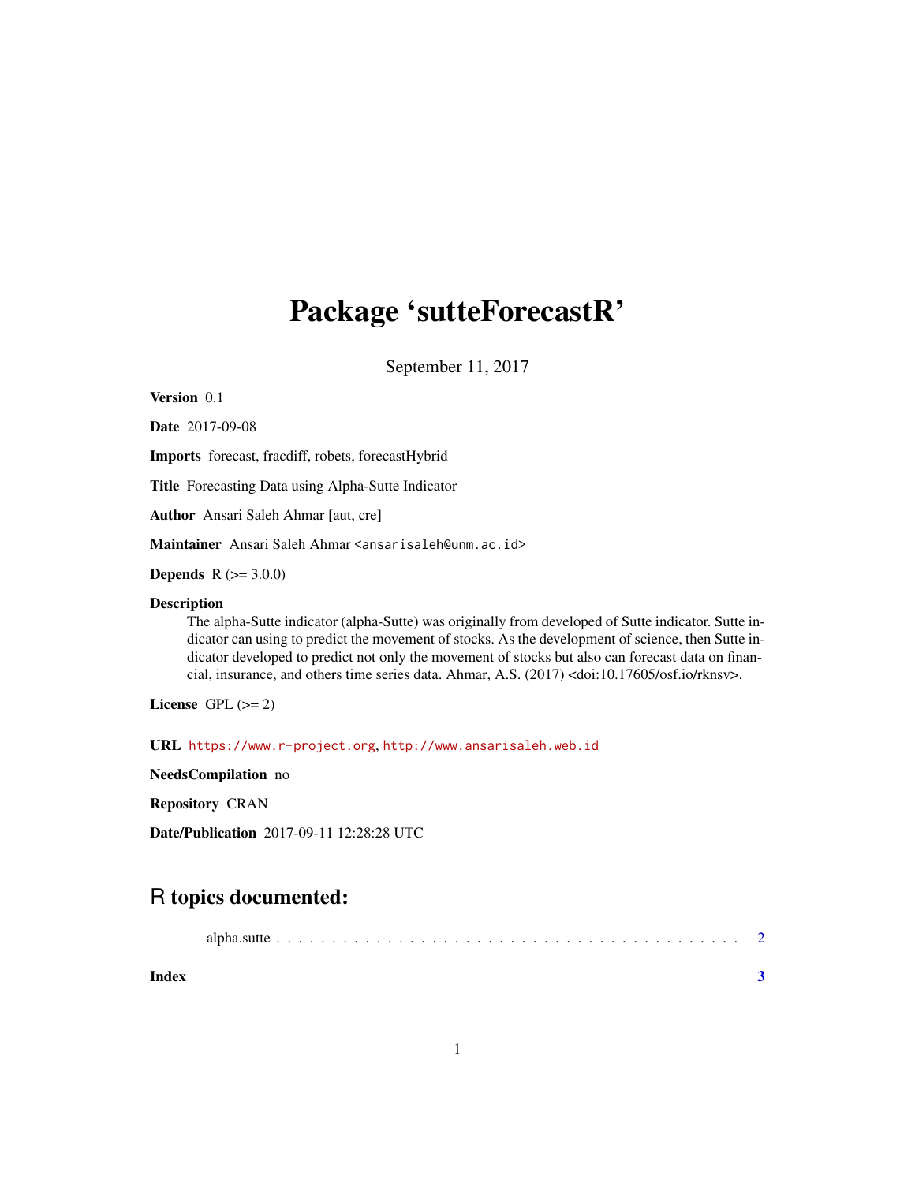# Package 'sutteForecastR'

September 11, 2017

**Version** 0.1

**Date** 2017-09-08

**Imports** forecast, fracdiff, robets, forecastHybrid

**Title** Forecasting Data using Alpha-Sutte Indicator

**Author** Ansari Saleh Ahmar [aut, cre]

**Maintainer** Ansari Saleh Ahmar <ansarisaleh@unm.ac.id>

**Depends** R (>= 3.0.0)

**Description**
The alpha-Sutte indicator (alpha-Sutte) was originally from developed of Sutte indicator. Sutte indicator can using to predict the movement of stocks. As the development of science, then Sutte indicator developed to predict not only the movement of stocks but also can forecast data on financial, insurance, and others time series data. Ahmar, A.S. (2017) <doi:10.17605/osf.io/rknsv>.

**License** GPL (>= 2)

**URL** https://www.r-project.org, http://www.ansarisaleh.web.id

**NeedsCompilation** no

**Repository** CRAN

**Date/Publication** 2017-09-11 12:28:28 UTC

## R topics documented:

alpha.sutte . . . . . . . . . . . . . . . . . . . . . . . . . . . . . . . . . . . . . . . . 2

**Index** **3**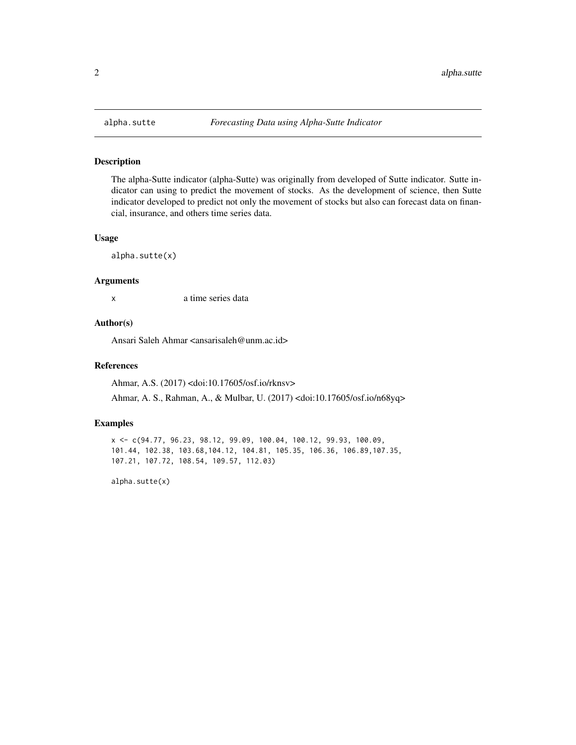# alpha.sutte — *Forecasting Data using Alpha-Sutte Indicator*

## Description

The alpha-Sutte indicator (alpha-Sutte) was originally from developed of Sutte indicator. Sutte indicator can using to predict the movement of stocks. As the development of science, then Sutte indicator developed to predict not only the movement of stocks but also can forecast data on financial, insurance, and others time series data.

## Usage

```
alpha.sutte(x)
```

## Arguments

| | |
|---|---|
| `x` | a time series data |

## Author(s)

Ansari Saleh Ahmar <ansarisaleh@unm.ac.id>

## References

Ahmar, A.S. (2017) <doi:10.17605/osf.io/rknsv>

Ahmar, A. S., Rahman, A., & Mulbar, U. (2017) <doi:10.17605/osf.io/n68yq>

## Examples

```
x <- c(94.77, 96.23, 98.12, 99.09, 100.04, 100.12, 99.93, 100.09,
101.44, 102.38, 103.68,104.12, 104.81, 105.35, 106.36, 106.89,107.35,
107.21, 107.72, 108.54, 109.57, 112.03)

alpha.sutte(x)
```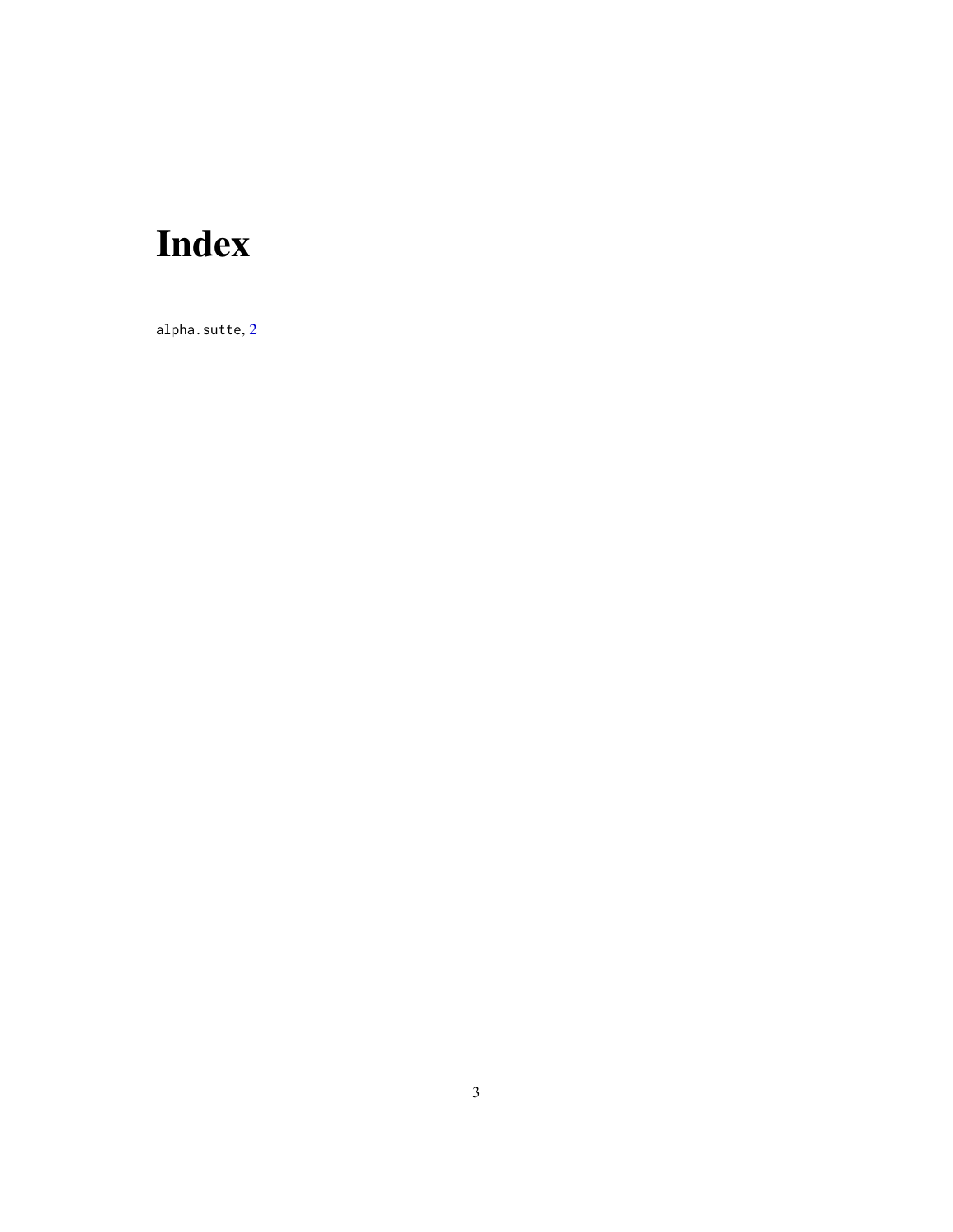# Index

alpha.sutte, 2